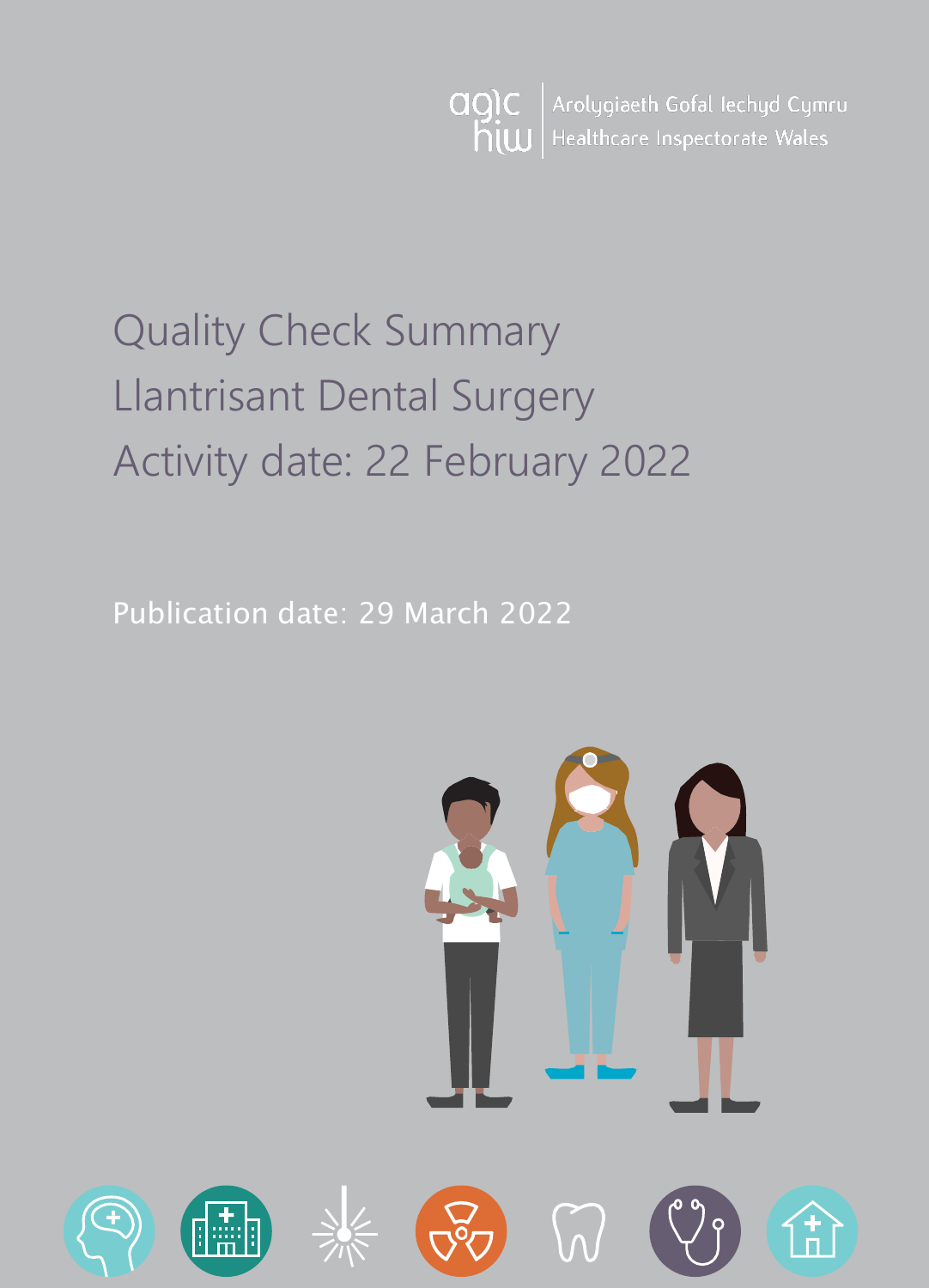Arolygiaeth Gofal Iechyd Cymru
Healthcare Inspectorate Wales

# Quality Check Summary

# Llantrisant Dental Surgery

# Activity date: 22 February 2022

Publication date: 29 March 2022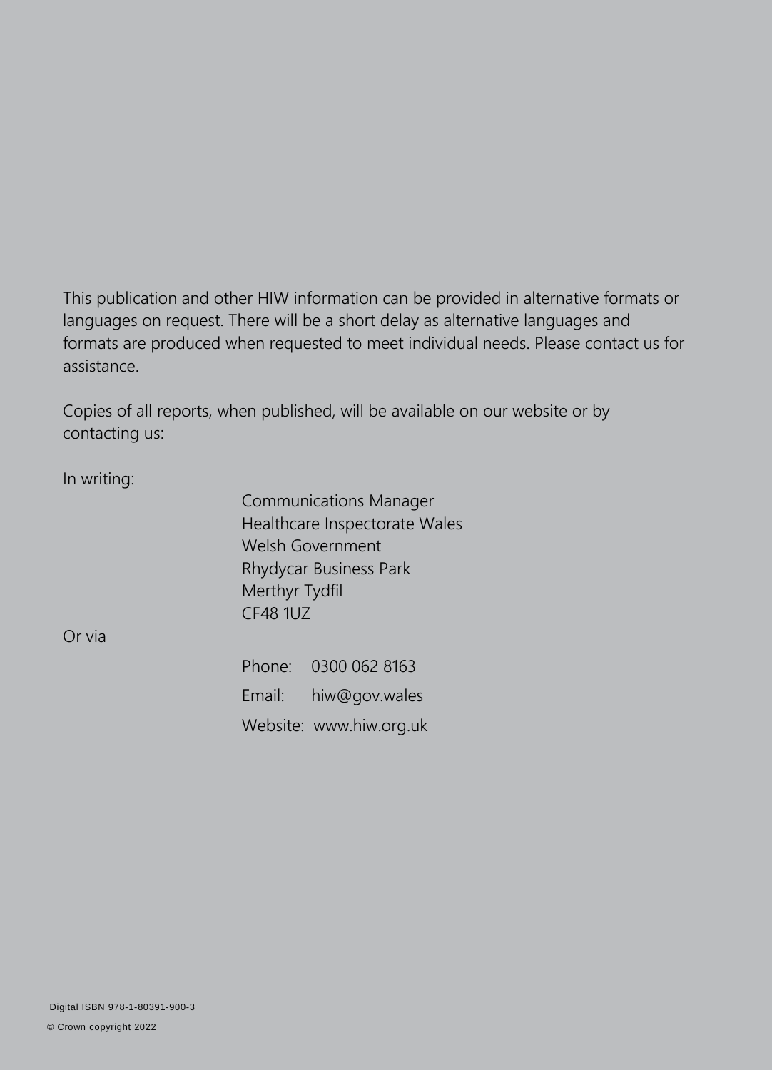This publication and other HIW information can be provided in alternative formats or languages on request. There will be a short delay as alternative languages and formats are produced when requested to meet individual needs. Please contact us for assistance.

Copies of all reports, when published, will be available on our website or by contacting us:

In writing:

Communications Manager
Healthcare Inspectorate Wales
Welsh Government
Rhydycar Business Park
Merthyr Tydfil
CF48 1UZ

Or via

Phone: 0300 062 8163

Email: hiw@gov.wales

Website: www.hiw.org.uk

Digital ISBN 978-1-80391-900-3

© Crown copyright 2022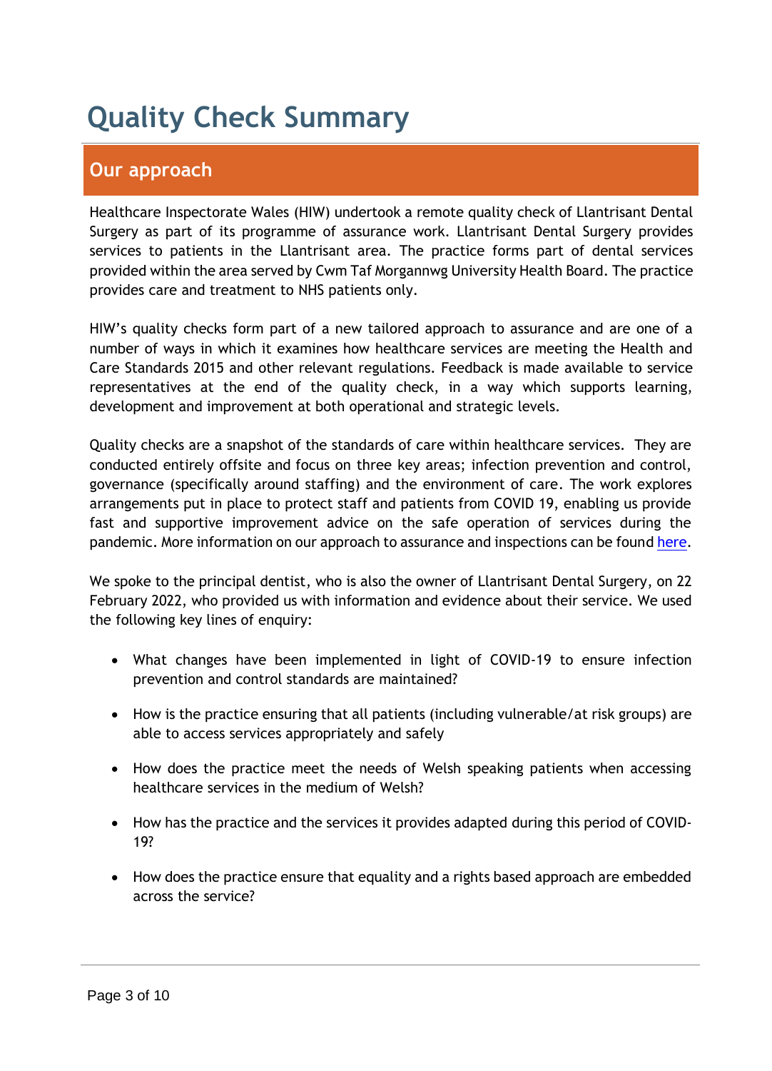# Quality Check Summary

## Our approach

Healthcare Inspectorate Wales (HIW) undertook a remote quality check of Llantrisant Dental Surgery as part of its programme of assurance work. Llantrisant Dental Surgery provides services to patients in the Llantrisant area. The practice forms part of dental services provided within the area served by Cwm Taf Morgannwg University Health Board. The practice provides care and treatment to NHS patients only.

HIW's quality checks form part of a new tailored approach to assurance and are one of a number of ways in which it examines how healthcare services are meeting the Health and Care Standards 2015 and other relevant regulations. Feedback is made available to service representatives at the end of the quality check, in a way which supports learning, development and improvement at both operational and strategic levels.

Quality checks are a snapshot of the standards of care within healthcare services. They are conducted entirely offsite and focus on three key areas; infection prevention and control, governance (specifically around staffing) and the environment of care. The work explores arrangements put in place to protect staff and patients from COVID 19, enabling us provide fast and supportive improvement advice on the safe operation of services during the pandemic. More information on our approach to assurance and inspections can be found here.

We spoke to the principal dentist, who is also the owner of Llantrisant Dental Surgery, on 22 February 2022, who provided us with information and evidence about their service. We used the following key lines of enquiry:

- What changes have been implemented in light of COVID-19 to ensure infection prevention and control standards are maintained?
- How is the practice ensuring that all patients (including vulnerable/at risk groups) are able to access services appropriately and safely
- How does the practice meet the needs of Welsh speaking patients when accessing healthcare services in the medium of Welsh?
- How has the practice and the services it provides adapted during this period of COVID-19?
- How does the practice ensure that equality and a rights based approach are embedded across the service?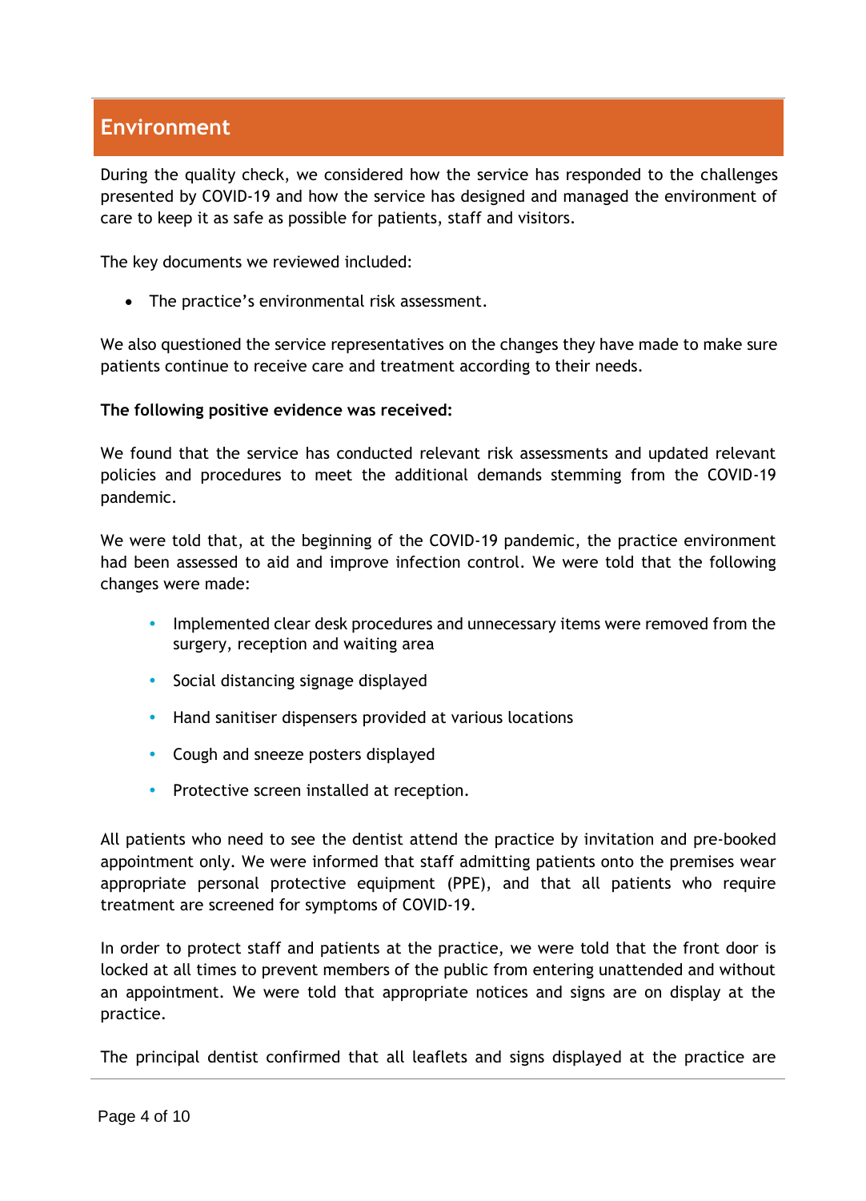## Environment

During the quality check, we considered how the service has responded to the challenges presented by COVID-19 and how the service has designed and managed the environment of care to keep it as safe as possible for patients, staff and visitors.

The key documents we reviewed included:

- The practice's environmental risk assessment.

We also questioned the service representatives on the changes they have made to make sure patients continue to receive care and treatment according to their needs.

**The following positive evidence was received:**

We found that the service has conducted relevant risk assessments and updated relevant policies and procedures to meet the additional demands stemming from the COVID-19 pandemic.

We were told that, at the beginning of the COVID-19 pandemic, the practice environment had been assessed to aid and improve infection control. We were told that the following changes were made:

- Implemented clear desk procedures and unnecessary items were removed from the surgery, reception and waiting area
- Social distancing signage displayed
- Hand sanitiser dispensers provided at various locations
- Cough and sneeze posters displayed
- Protective screen installed at reception.

All patients who need to see the dentist attend the practice by invitation and pre-booked appointment only. We were informed that staff admitting patients onto the premises wear appropriate personal protective equipment (PPE), and that all patients who require treatment are screened for symptoms of COVID-19.

In order to protect staff and patients at the practice, we were told that the front door is locked at all times to prevent members of the public from entering unattended and without an appointment. We were told that appropriate notices and signs are on display at the practice.

The principal dentist confirmed that all leaflets and signs displayed at the practice are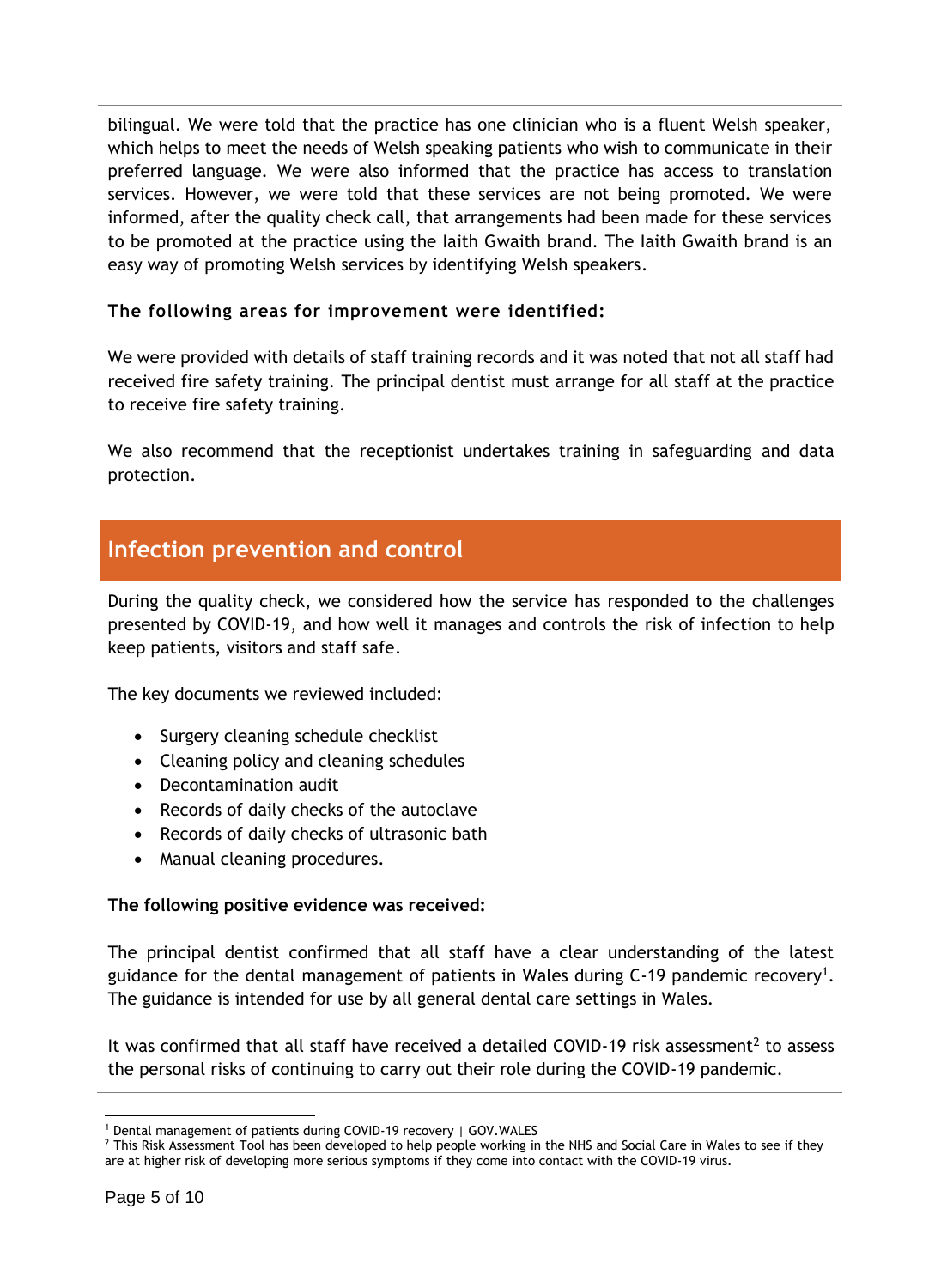bilingual. We were told that the practice has one clinician who is a fluent Welsh speaker, which helps to meet the needs of Welsh speaking patients who wish to communicate in their preferred language. We were also informed that the practice has access to translation services. However, we were told that these services are not being promoted. We were informed, after the quality check call, that arrangements had been made for these services to be promoted at the practice using the Iaith Gwaith brand. The Iaith Gwaith brand is an easy way of promoting Welsh services by identifying Welsh speakers.

**The following areas for improvement were identified:**

We were provided with details of staff training records and it was noted that not all staff had received fire safety training. The principal dentist must arrange for all staff at the practice to receive fire safety training.

We also recommend that the receptionist undertakes training in safeguarding and data protection.

## Infection prevention and control

During the quality check, we considered how the service has responded to the challenges presented by COVID-19, and how well it manages and controls the risk of infection to help keep patients, visitors and staff safe.

The key documents we reviewed included:

- Surgery cleaning schedule checklist
- Cleaning policy and cleaning schedules
- Decontamination audit
- Records of daily checks of the autoclave
- Records of daily checks of ultrasonic bath
- Manual cleaning procedures.

**The following positive evidence was received:**

The principal dentist confirmed that all staff have a clear understanding of the latest guidance for the dental management of patients in Wales during C-19 pandemic recovery[1]. The guidance is intended for use by all general dental care settings in Wales.

It was confirmed that all staff have received a detailed COVID-19 risk assessment[2] to assess the personal risks of continuing to carry out their role during the COVID-19 pandemic.

[1] Dental management of patients during COVID-19 recovery | GOV.WALES

[2] This Risk Assessment Tool has been developed to help people working in the NHS and Social Care in Wales to see if they are at higher risk of developing more serious symptoms if they come into contact with the COVID-19 virus.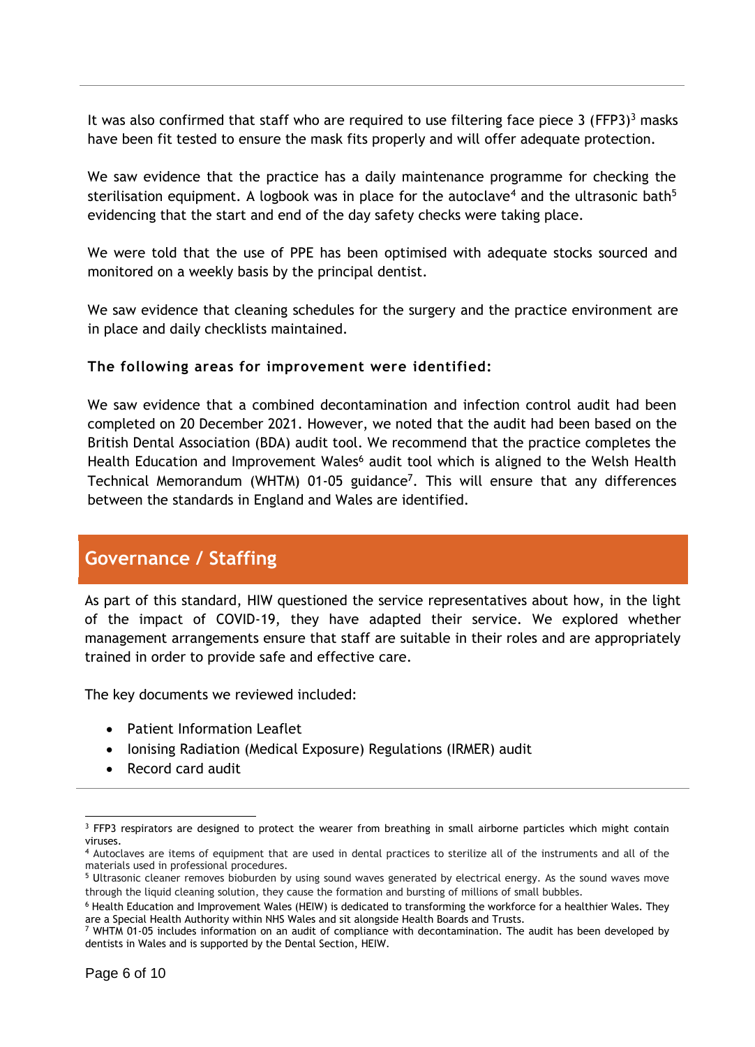It was also confirmed that staff who are required to use filtering face piece 3 (FFP3)[3] masks have been fit tested to ensure the mask fits properly and will offer adequate protection.

We saw evidence that the practice has a daily maintenance programme for checking the sterilisation equipment. A logbook was in place for the autoclave[4] and the ultrasonic bath[5] evidencing that the start and end of the day safety checks were taking place.

We were told that the use of PPE has been optimised with adequate stocks sourced and monitored on a weekly basis by the principal dentist.

We saw evidence that cleaning schedules for the surgery and the practice environment are in place and daily checklists maintained.

**The following areas for improvement were identified:**

We saw evidence that a combined decontamination and infection control audit had been completed on 20 December 2021. However, we noted that the audit had been based on the British Dental Association (BDA) audit tool. We recommend that the practice completes the Health Education and Improvement Wales[6] audit tool which is aligned to the Welsh Health Technical Memorandum (WHTM) 01-05 guidance[7]. This will ensure that any differences between the standards in England and Wales are identified.

## Governance / Staffing

As part of this standard, HIW questioned the service representatives about how, in the light of the impact of COVID-19, they have adapted their service. We explored whether management arrangements ensure that staff are suitable in their roles and are appropriately trained in order to provide safe and effective care.

The key documents we reviewed included:

- Patient Information Leaflet
- Ionising Radiation (Medical Exposure) Regulations (IRMER) audit
- Record card audit

---

[3] FFP3 respirators are designed to protect the wearer from breathing in small airborne particles which might contain viruses.

[4] Autoclaves are items of equipment that are used in dental practices to sterilize all of the instruments and all of the materials used in professional procedures.

[5] Ultrasonic cleaner removes bioburden by using sound waves generated by electrical energy. As the sound waves move through the liquid cleaning solution, they cause the formation and bursting of millions of small bubbles.

[6] Health Education and Improvement Wales (HEIW) is dedicated to transforming the workforce for a healthier Wales. They are a Special Health Authority within NHS Wales and sit alongside Health Boards and Trusts.

[7] WHTM 01-05 includes information on an audit of compliance with decontamination. The audit has been developed by dentists in Wales and is supported by the Dental Section, HEIW.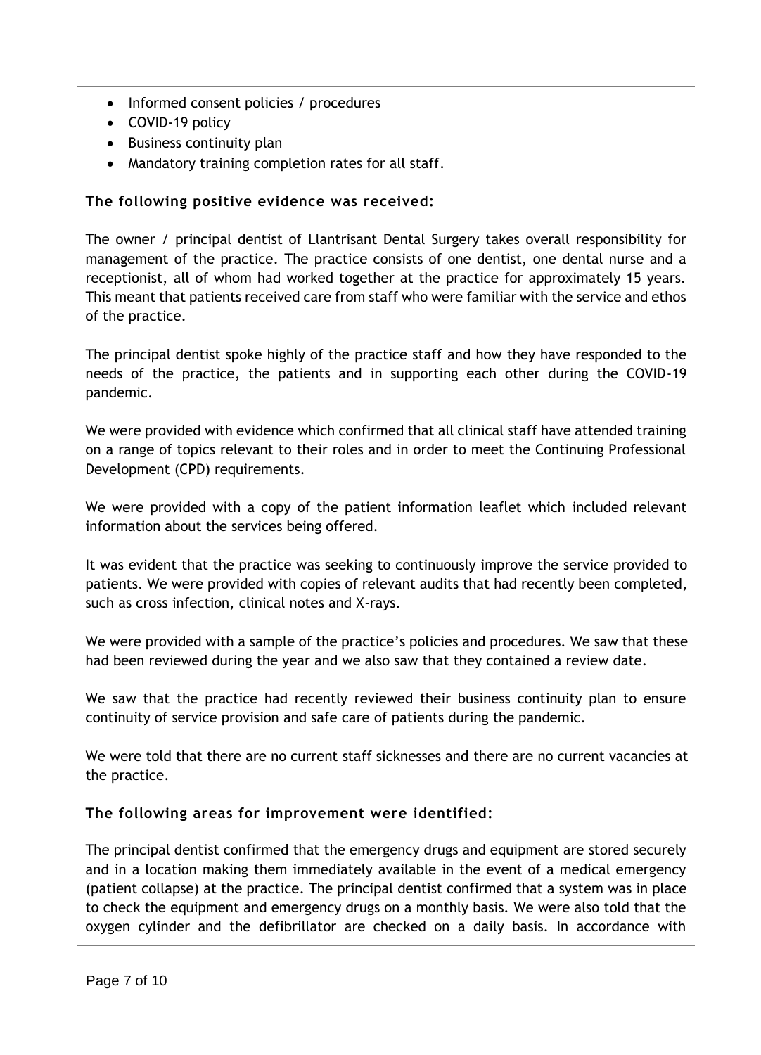- Informed consent policies / procedures
- COVID-19 policy
- Business continuity plan
- Mandatory training completion rates for all staff.

**The following positive evidence was received:**

The owner / principal dentist of Llantrisant Dental Surgery takes overall responsibility for management of the practice. The practice consists of one dentist, one dental nurse and a receptionist, all of whom had worked together at the practice for approximately 15 years. This meant that patients received care from staff who were familiar with the service and ethos of the practice.

The principal dentist spoke highly of the practice staff and how they have responded to the needs of the practice, the patients and in supporting each other during the COVID-19 pandemic.

We were provided with evidence which confirmed that all clinical staff have attended training on a range of topics relevant to their roles and in order to meet the Continuing Professional Development (CPD) requirements.

We were provided with a copy of the patient information leaflet which included relevant information about the services being offered.

It was evident that the practice was seeking to continuously improve the service provided to patients. We were provided with copies of relevant audits that had recently been completed, such as cross infection, clinical notes and X-rays.

We were provided with a sample of the practice's policies and procedures. We saw that these had been reviewed during the year and we also saw that they contained a review date.

We saw that the practice had recently reviewed their business continuity plan to ensure continuity of service provision and safe care of patients during the pandemic.

We were told that there are no current staff sicknesses and there are no current vacancies at the practice.

**The following areas for improvement were identified:**

The principal dentist confirmed that the emergency drugs and equipment are stored securely and in a location making them immediately available in the event of a medical emergency (patient collapse) at the practice. The principal dentist confirmed that a system was in place to check the equipment and emergency drugs on a monthly basis. We were also told that the oxygen cylinder and the defibrillator are checked on a daily basis. In accordance with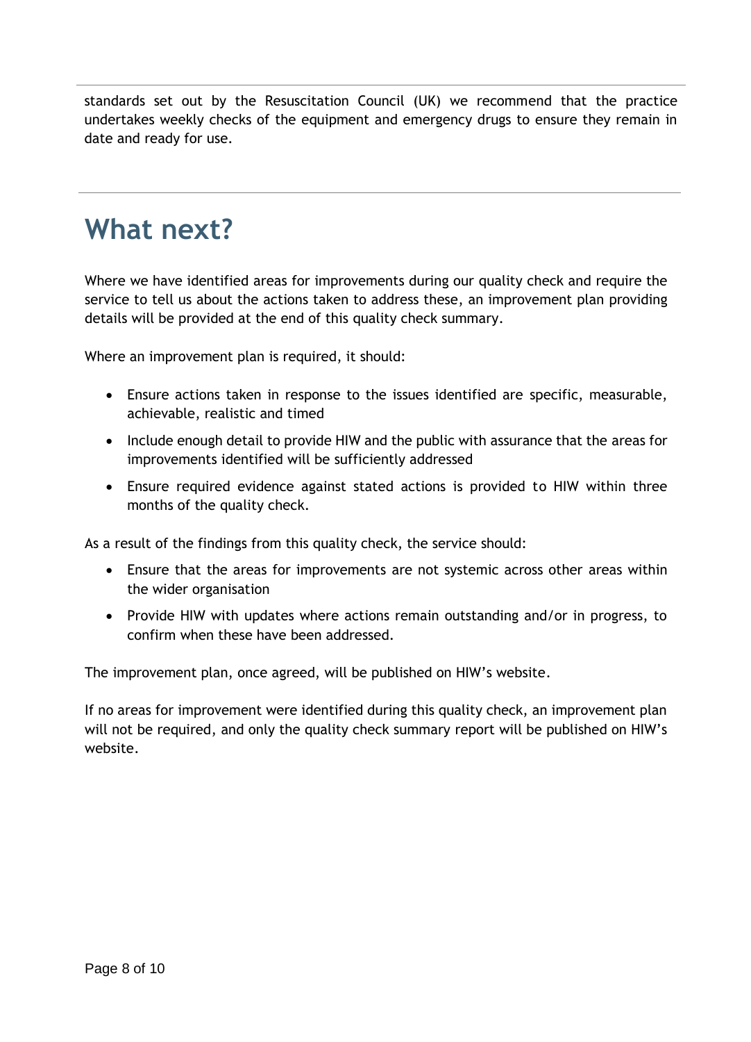standards set out by the Resuscitation Council (UK) we recommend that the practice undertakes weekly checks of the equipment and emergency drugs to ensure they remain in date and ready for use.

# What next?

Where we have identified areas for improvements during our quality check and require the service to tell us about the actions taken to address these, an improvement plan providing details will be provided at the end of this quality check summary.

Where an improvement plan is required, it should:

- Ensure actions taken in response to the issues identified are specific, measurable, achievable, realistic and timed
- Include enough detail to provide HIW and the public with assurance that the areas for improvements identified will be sufficiently addressed
- Ensure required evidence against stated actions is provided to HIW within three months of the quality check.

As a result of the findings from this quality check, the service should:

- Ensure that the areas for improvements are not systemic across other areas within the wider organisation
- Provide HIW with updates where actions remain outstanding and/or in progress, to confirm when these have been addressed.

The improvement plan, once agreed, will be published on HIW's website.

If no areas for improvement were identified during this quality check, an improvement plan will not be required, and only the quality check summary report will be published on HIW's website.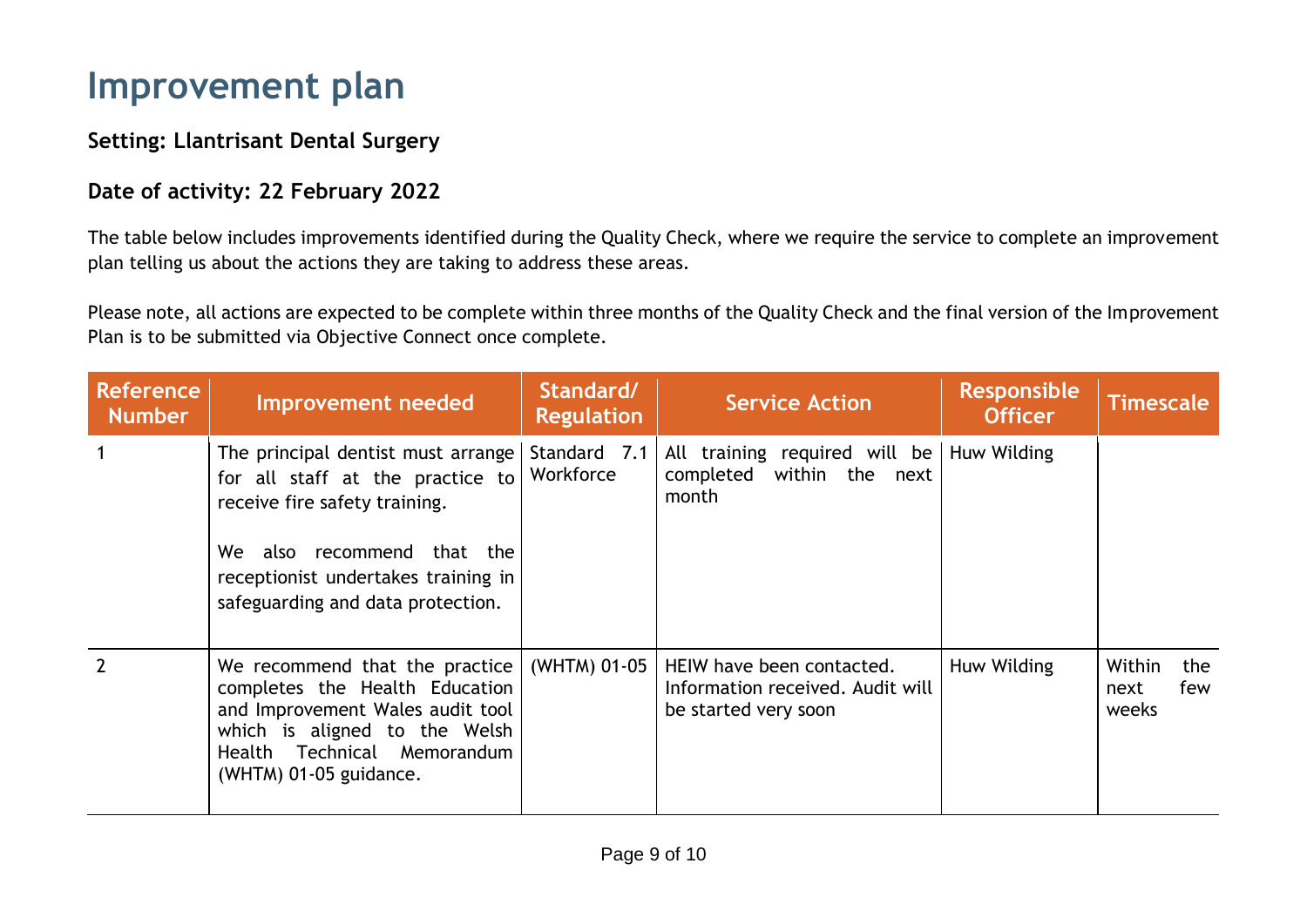# Improvement plan

### Setting: Llantrisant Dental Surgery

### Date of activity: 22 February 2022

The table below includes improvements identified during the Quality Check, where we require the service to complete an improvement plan telling us about the actions they are taking to address these areas.

Please note, all actions are expected to be complete within three months of the Quality Check and the final version of the Improvement Plan is to be submitted via Objective Connect once complete.

| Reference Number | Improvement needed | Standard/ Regulation | Service Action | Responsible Officer | Timescale |
|---|---|---|---|---|---|
| 1 | The principal dentist must arrange for all staff at the practice to receive fire safety training.<br><br>We also recommend that the receptionist undertakes training in safeguarding and data protection. | Standard 7.1 Workforce | All training required will be completed within the next month | Huw Wilding | |
| 2 | We recommend that the practice completes the Health Education and Improvement Wales audit tool which is aligned to the Welsh Health Technical Memorandum (WHTM) 01-05 guidance. | (WHTM) 01-05 | HEIW have been contacted. Information received. Audit will be started very soon | Huw Wilding | Within the next few weeks |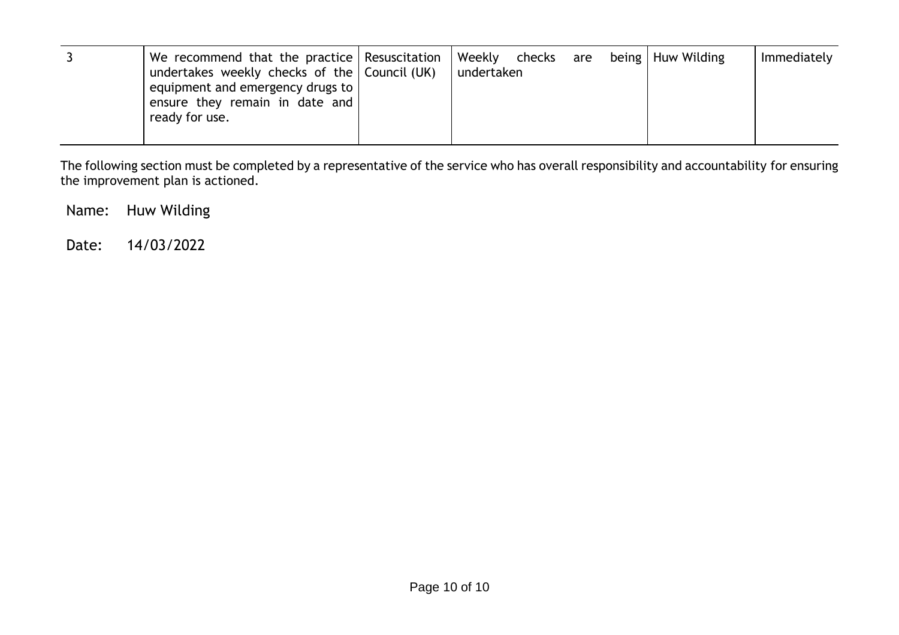| | | | | | |
|---|---|---|---|---|---|
| 3 | We recommend that the practice undertakes weekly checks of the equipment and emergency drugs to ensure they remain in date and ready for use. | Resuscitation Council (UK) | Weekly checks are being undertaken | Huw Wilding | Immediately |

The following section must be completed by a representative of the service who has overall responsibility and accountability for ensuring the improvement plan is actioned.

Name: Huw Wilding

Date: 14/03/2022